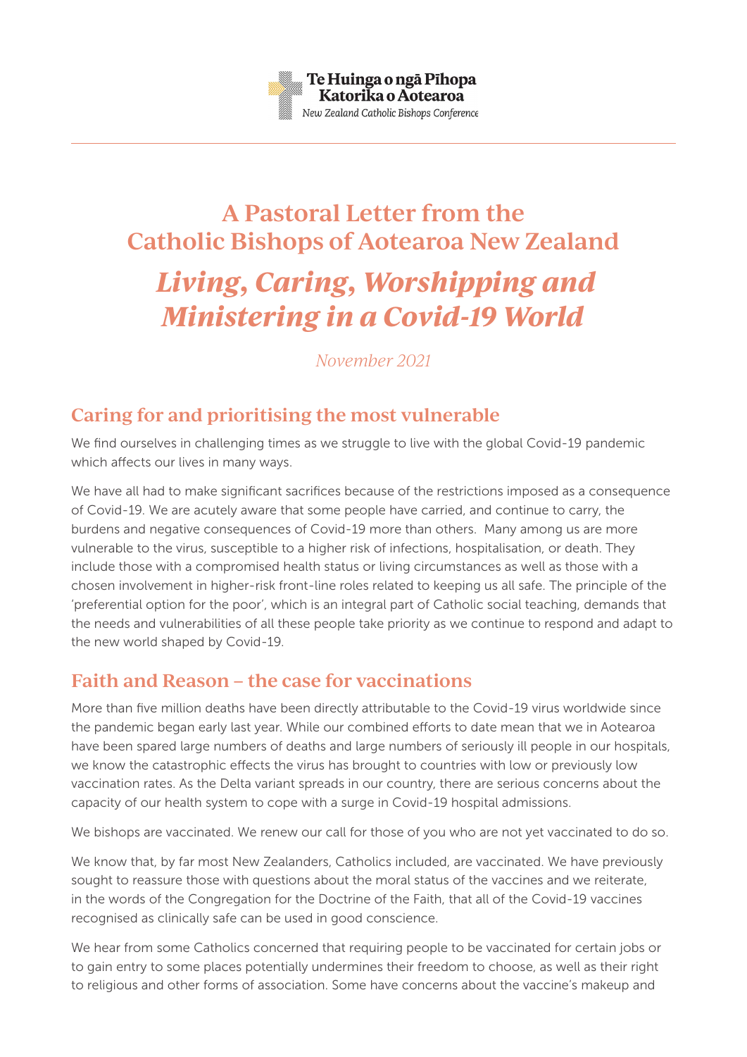Te Huinga o ngā Pīhopa Katorika o Aotearoa
*New Zealand Catholic Bishops Conference*

# A Pastoral Letter from the Catholic Bishops of Aotearoa New Zealand

# *Living, Caring, Worshipping and Ministering in a Covid-19 World*

*November 2021*

## Caring for and prioritising the most vulnerable

We find ourselves in challenging times as we struggle to live with the global Covid-19 pandemic which affects our lives in many ways.

We have all had to make significant sacrifices because of the restrictions imposed as a consequence of Covid-19. We are acutely aware that some people have carried, and continue to carry, the burdens and negative consequences of Covid-19 more than others. Many among us are more vulnerable to the virus, susceptible to a higher risk of infections, hospitalisation, or death. They include those with a compromised health status or living circumstances as well as those with a chosen involvement in higher-risk front-line roles related to keeping us all safe. The principle of the 'preferential option for the poor', which is an integral part of Catholic social teaching, demands that the needs and vulnerabilities of all these people take priority as we continue to respond and adapt to the new world shaped by Covid-19.

## Faith and Reason – the case for vaccinations

More than five million deaths have been directly attributable to the Covid-19 virus worldwide since the pandemic began early last year. While our combined efforts to date mean that we in Aotearoa have been spared large numbers of deaths and large numbers of seriously ill people in our hospitals, we know the catastrophic effects the virus has brought to countries with low or previously low vaccination rates. As the Delta variant spreads in our country, there are serious concerns about the capacity of our health system to cope with a surge in Covid-19 hospital admissions.

We bishops are vaccinated. We renew our call for those of you who are not yet vaccinated to do so.

We know that, by far most New Zealanders, Catholics included, are vaccinated. We have previously sought to reassure those with questions about the moral status of the vaccines and we reiterate, in the words of the Congregation for the Doctrine of the Faith, that all of the Covid-19 vaccines recognised as clinically safe can be used in good conscience.

We hear from some Catholics concerned that requiring people to be vaccinated for certain jobs or to gain entry to some places potentially undermines their freedom to choose, as well as their right to religious and other forms of association. Some have concerns about the vaccine's makeup and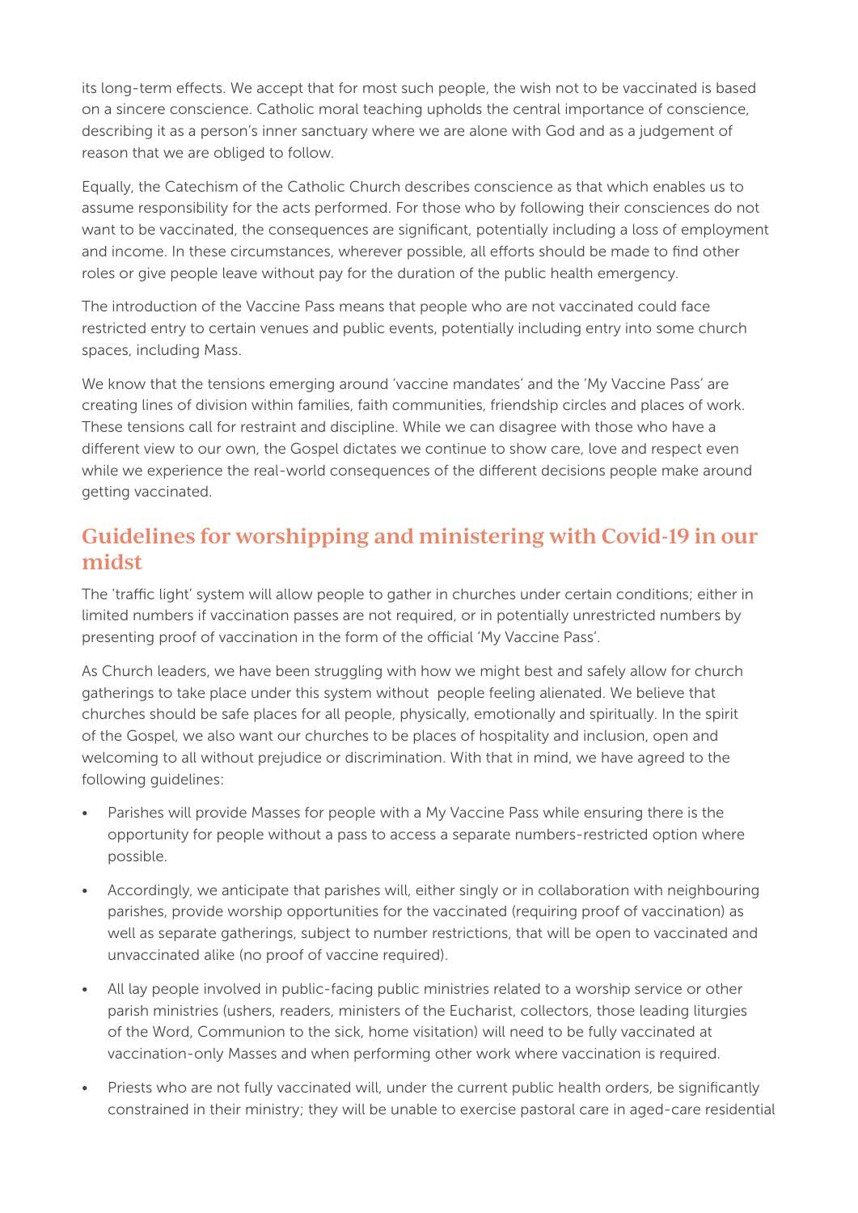its long-term effects. We accept that for most such people, the wish not to be vaccinated is based on a sincere conscience. Catholic moral teaching upholds the central importance of conscience, describing it as a person's inner sanctuary where we are alone with God and as a judgement of reason that we are obliged to follow.

Equally, the Catechism of the Catholic Church describes conscience as that which enables us to assume responsibility for the acts performed. For those who by following their consciences do not want to be vaccinated, the consequences are significant, potentially including a loss of employment and income. In these circumstances, wherever possible, all efforts should be made to find other roles or give people leave without pay for the duration of the public health emergency.

The introduction of the Vaccine Pass means that people who are not vaccinated could face restricted entry to certain venues and public events, potentially including entry into some church spaces, including Mass.

We know that the tensions emerging around 'vaccine mandates' and the 'My Vaccine Pass' are creating lines of division within families, faith communities, friendship circles and places of work. These tensions call for restraint and discipline. While we can disagree with those who have a different view to our own, the Gospel dictates we continue to show care, love and respect even while we experience the real-world consequences of the different decisions people make around getting vaccinated.

## Guidelines for worshipping and ministering with Covid-19 in our midst

The 'traffic light' system will allow people to gather in churches under certain conditions; either in limited numbers if vaccination passes are not required, or in potentially unrestricted numbers by presenting proof of vaccination in the form of the official 'My Vaccine Pass'.

As Church leaders, we have been struggling with how we might best and safely allow for church gatherings to take place under this system without people feeling alienated. We believe that churches should be safe places for all people, physically, emotionally and spiritually. In the spirit of the Gospel, we also want our churches to be places of hospitality and inclusion, open and welcoming to all without prejudice or discrimination. With that in mind, we have agreed to the following guidelines:

- Parishes will provide Masses for people with a My Vaccine Pass while ensuring there is the opportunity for people without a pass to access a separate numbers-restricted option where possible.
- Accordingly, we anticipate that parishes will, either singly or in collaboration with neighbouring parishes, provide worship opportunities for the vaccinated (requiring proof of vaccination) as well as separate gatherings, subject to number restrictions, that will be open to vaccinated and unvaccinated alike (no proof of vaccine required).
- All lay people involved in public-facing public ministries related to a worship service or other parish ministries (ushers, readers, ministers of the Eucharist, collectors, those leading liturgies of the Word, Communion to the sick, home visitation) will need to be fully vaccinated at vaccination-only Masses and when performing other work where vaccination is required.
- Priests who are not fully vaccinated will, under the current public health orders, be significantly constrained in their ministry; they will be unable to exercise pastoral care in aged-care residential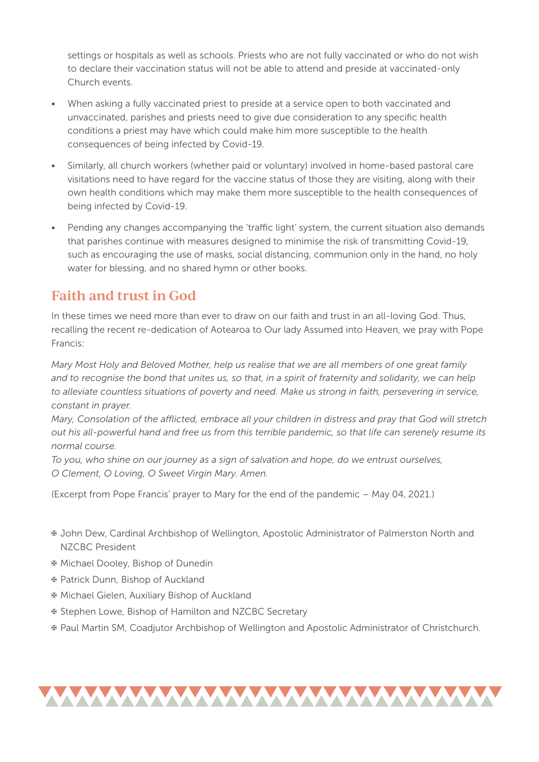settings or hospitals as well as schools. Priests who are not fully vaccinated or who do not wish to declare their vaccination status will not be able to attend and preside at vaccinated-only Church events.

- When asking a fully vaccinated priest to preside at a service open to both vaccinated and unvaccinated, parishes and priests need to give due consideration to any specific health conditions a priest may have which could make him more susceptible to the health consequences of being infected by Covid-19.
- Similarly, all church workers (whether paid or voluntary) involved in home-based pastoral care visitations need to have regard for the vaccine status of those they are visiting, along with their own health conditions which may make them more susceptible to the health consequences of being infected by Covid-19.
- Pending any changes accompanying the 'traffic light' system, the current situation also demands that parishes continue with measures designed to minimise the risk of transmitting Covid-19, such as encouraging the use of masks, social distancing, communion only in the hand, no holy water for blessing, and no shared hymn or other books.

## Faith and trust in God

In these times we need more than ever to draw on our faith and trust in an all-loving God. Thus, recalling the recent re-dedication of Aotearoa to Our lady Assumed into Heaven, we pray with Pope Francis:

*Mary Most Holy and Beloved Mother, help us realise that we are all members of one great family and to recognise the bond that unites us, so that, in a spirit of fraternity and solidarity, we can help to alleviate countless situations of poverty and need. Make us strong in faith, persevering in service, constant in prayer.*
*Mary, Consolation of the afflicted, embrace all your children in distress and pray that God will stretch out his all-powerful hand and free us from this terrible pandemic, so that life can serenely resume its normal course.*
*To you, who shine on our journey as a sign of salvation and hope, do we entrust ourselves, O Clement, O Loving, O Sweet Virgin Mary. Amen.*

(Excerpt from Pope Francis' prayer to Mary for the end of the pandemic – May 04, 2021.)

✠ John Dew, Cardinal Archbishop of Wellington, Apostolic Administrator of Palmerston North and NZCBC President
✠ Michael Dooley, Bishop of Dunedin
✠ Patrick Dunn, Bishop of Auckland
✠ Michael Gielen, Auxiliary Bishop of Auckland
✠ Stephen Lowe, Bishop of Hamilton and NZCBC Secretary
✠ Paul Martin SM, Coadjutor Archbishop of Wellington and Apostolic Administrator of Christchurch.